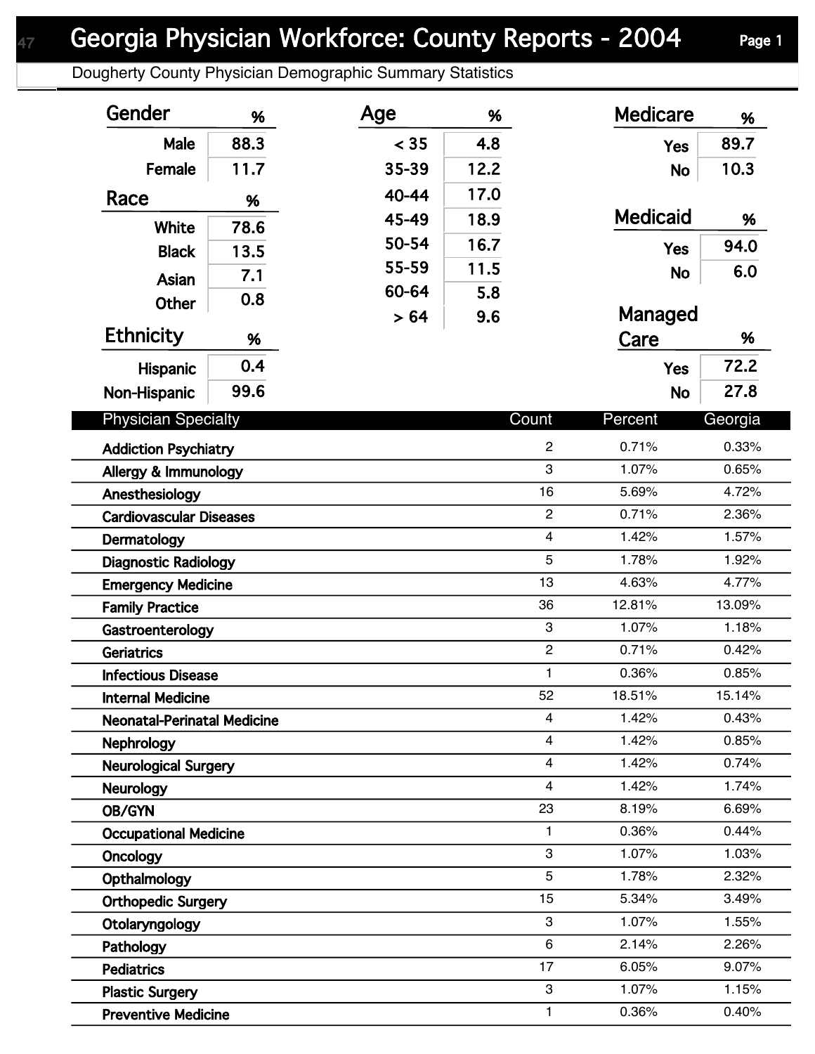# Georgia Physician Workforce: County Reports - 2004

Dougherty County Physician Demographic Summary Statistics

| Gender | % |
|---|---|
| Male | 88.3 |
| Female | 11.7 |

| Race | % |
|---|---|
| White | 78.6 |
| Black | 13.5 |
| Asian | 7.1 |
| Other | 0.8 |

| Ethnicity | % |
|---|---|
| Hispanic | 0.4 |
| Non-Hispanic | 99.6 |

| Age | % |
|---|---|
| < 35 | 4.8 |
| 35-39 | 12.2 |
| 40-44 | 17.0 |
| 45-49 | 18.9 |
| 50-54 | 16.7 |
| 55-59 | 11.5 |
| 60-64 | 5.8 |
| > 64 | 9.6 |

| Medicare | % |
|---|---|
| Yes | 89.7 |
| No | 10.3 |

| Medicaid | % |
|---|---|
| Yes | 94.0 |
| No | 6.0 |

| Managed Care | % |
|---|---|
| Yes | 72.2 |
| No | 27.8 |

| Physician Specialty | Count | Percent | Georgia |
|---|---|---|---|
| Addiction Psychiatry | 2 | 0.71% | 0.33% |
| Allergy & Immunology | 3 | 1.07% | 0.65% |
| Anesthesiology | 16 | 5.69% | 4.72% |
| Cardiovascular Diseases | 2 | 0.71% | 2.36% |
| Dermatology | 4 | 1.42% | 1.57% |
| Diagnostic Radiology | 5 | 1.78% | 1.92% |
| Emergency Medicine | 13 | 4.63% | 4.77% |
| Family Practice | 36 | 12.81% | 13.09% |
| Gastroenterology | 3 | 1.07% | 1.18% |
| Geriatrics | 2 | 0.71% | 0.42% |
| Infectious Disease | 1 | 0.36% | 0.85% |
| Internal Medicine | 52 | 18.51% | 15.14% |
| Neonatal-Perinatal Medicine | 4 | 1.42% | 0.43% |
| Nephrology | 4 | 1.42% | 0.85% |
| Neurological Surgery | 4 | 1.42% | 0.74% |
| Neurology | 4 | 1.42% | 1.74% |
| OB/GYN | 23 | 8.19% | 6.69% |
| Occupational Medicine | 1 | 0.36% | 0.44% |
| Oncology | 3 | 1.07% | 1.03% |
| Opthalmology | 5 | 1.78% | 2.32% |
| Orthopedic Surgery | 15 | 5.34% | 3.49% |
| Otolaryngology | 3 | 1.07% | 1.55% |
| Pathology | 6 | 2.14% | 2.26% |
| Pediatrics | 17 | 6.05% | 9.07% |
| Plastic Surgery | 3 | 1.07% | 1.15% |
| Preventive Medicine | 1 | 0.36% | 0.40% |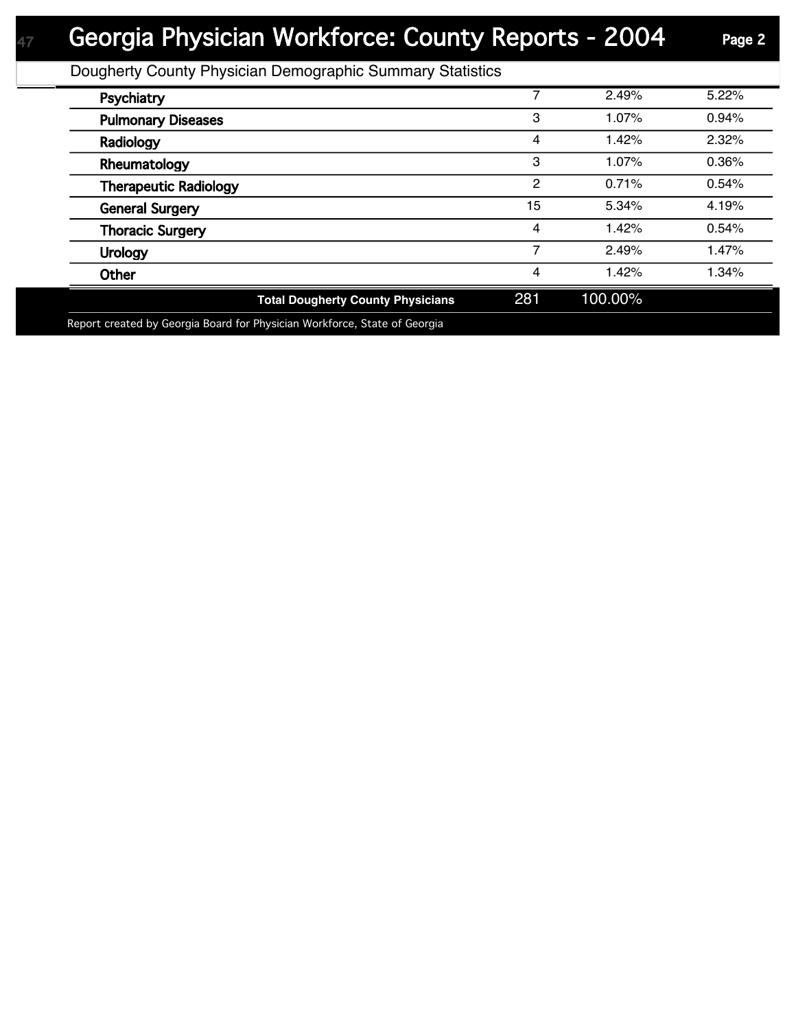Dougherty County Physician Demographic Summary Statistics

| | | | |
|---|---|---|---|
| **Psychiatry** | 7 | 2.49% | 5.22% |
| **Pulmonary Diseases** | 3 | 1.07% | 0.94% |
| **Radiology** | 4 | 1.42% | 2.32% |
| **Rheumatology** | 3 | 1.07% | 0.36% |
| **Therapeutic Radiology** | 2 | 0.71% | 0.54% |
| **General Surgery** | 15 | 5.34% | 4.19% |
| **Thoracic Surgery** | 4 | 1.42% | 0.54% |
| **Urology** | 7 | 2.49% | 1.47% |
| **Other** | 4 | 1.42% | 1.34% |
| **Total Dougherty County Physicians** | 281 | 100.00% | |

Report created by Georgia Board for Physician Workforce, State of Georgia